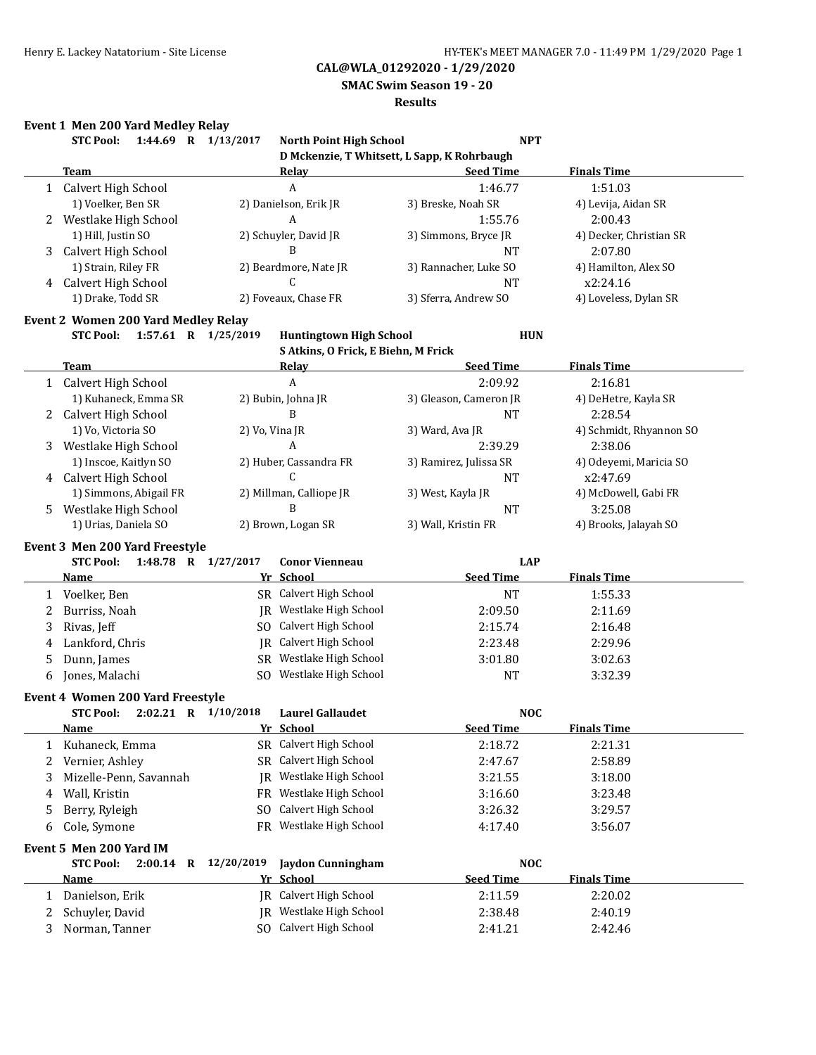**CAL@WLA_01292020 - 1/29/2020**

**SMAC Swim Season 19 - 20**

**Results**

### Event 1 Men 200 Yard Medley Relay

**STC Pool: 1:44.69 R 1/13/2017 North Point High School NPT**
**D Mckenzie, T Whitsett, L Sapp, K Rohrbaugh**

| | Team | Relay | Seed Time | Finals Time |
|---|---|---|---|---|
| 1 | Calvert High School | A | 1:46.77 | 1:51.03 |
| | 1) Voelker, Ben SR | 2) Danielson, Erik JR | 3) Breske, Noah SR | 4) Levija, Aidan SR |
| 2 | Westlake High School | A | 1:55.76 | 2:00.43 |
| | 1) Hill, Justin SO | 2) Schuyler, David JR | 3) Simmons, Bryce JR | 4) Decker, Christian SR |
| 3 | Calvert High School | B | NT | 2:07.80 |
| | 1) Strain, Riley FR | 2) Beardmore, Nate JR | 3) Rannacher, Luke SO | 4) Hamilton, Alex SO |
| 4 | Calvert High School | C | NT | x2:24.16 |
| | 1) Drake, Todd SR | 2) Foveaux, Chase FR | 3) Sferra, Andrew SO | 4) Loveless, Dylan SR |

### Event 2 Women 200 Yard Medley Relay

**STC Pool: 1:57.61 R 1/25/2019 Huntingtown High School HUN**
**S Atkins, O Frick, E Biehn, M Frick**

| | Team | Relay | Seed Time | Finals Time |
|---|---|---|---|---|
| 1 | Calvert High School | A | 2:09.92 | 2:16.81 |
| | 1) Kuhaneck, Emma SR | 2) Bubin, Johna JR | 3) Gleason, Cameron JR | 4) DeHetre, Kayla SR |
| 2 | Calvert High School | B | NT | 2:28.54 |
| | 1) Vo, Victoria SO | 2) Vo, Vina JR | 3) Ward, Ava JR | 4) Schmidt, Rhyannon SO |
| 3 | Westlake High School | A | 2:39.29 | 2:38.06 |
| | 1) Inscoe, Kaitlyn SO | 2) Huber, Cassandra FR | 3) Ramirez, Julissa SR | 4) Odeyemi, Maricia SO |
| 4 | Calvert High School | C | NT | x2:47.69 |
| | 1) Simmons, Abigail FR | 2) Millman, Calliope JR | 3) West, Kayla JR | 4) McDowell, Gabi FR |
| 5 | Westlake High School | B | NT | 3:25.08 |
| | 1) Urias, Daniela SO | 2) Brown, Logan SR | 3) Wall, Kristin FR | 4) Brooks, Jalayah SO |

### Event 3 Men 200 Yard Freestyle

**STC Pool: 1:48.78 R 1/27/2017 Conor Vienneau LAP**

| | Name | Yr | School | Seed Time | Finals Time |
|---|---|---|---|---|---|
| 1 | Voelker, Ben | SR | Calvert High School | NT | 1:55.33 |
| 2 | Burriss, Noah | JR | Westlake High School | 2:09.50 | 2:11.69 |
| 3 | Rivas, Jeff | SO | Calvert High School | 2:15.74 | 2:16.48 |
| 4 | Lankford, Chris | JR | Calvert High School | 2:23.48 | 2:29.96 |
| 5 | Dunn, James | SR | Westlake High School | 3:01.80 | 3:02.63 |
| 6 | Jones, Malachi | SO | Westlake High School | NT | 3:32.39 |

### Event 4 Women 200 Yard Freestyle

**STC Pool: 2:02.21 R 1/10/2018 Laurel Gallaudet NOC**

| | Name | Yr | School | Seed Time | Finals Time |
|---|---|---|---|---|---|
| 1 | Kuhaneck, Emma | SR | Calvert High School | 2:18.72 | 2:21.31 |
| 2 | Vernier, Ashley | SR | Calvert High School | 2:47.67 | 2:58.89 |
| 3 | Mizelle-Penn, Savannah | JR | Westlake High School | 3:21.55 | 3:18.00 |
| 4 | Wall, Kristin | FR | Westlake High School | 3:16.60 | 3:23.48 |
| 5 | Berry, Ryleigh | SO | Calvert High School | 3:26.32 | 3:29.57 |
| 6 | Cole, Symone | FR | Westlake High School | 4:17.40 | 3:56.07 |

### Event 5 Men 200 Yard IM

**STC Pool: 2:00.14 R 12/20/2019 Jaydon Cunningham NOC**

| | Name | Yr | School | Seed Time | Finals Time |
|---|---|---|---|---|---|
| 1 | Danielson, Erik | JR | Calvert High School | 2:11.59 | 2:20.02 |
| 2 | Schuyler, David | JR | Westlake High School | 2:38.48 | 2:40.19 |
| 3 | Norman, Tanner | SO | Calvert High School | 2:41.21 | 2:42.46 |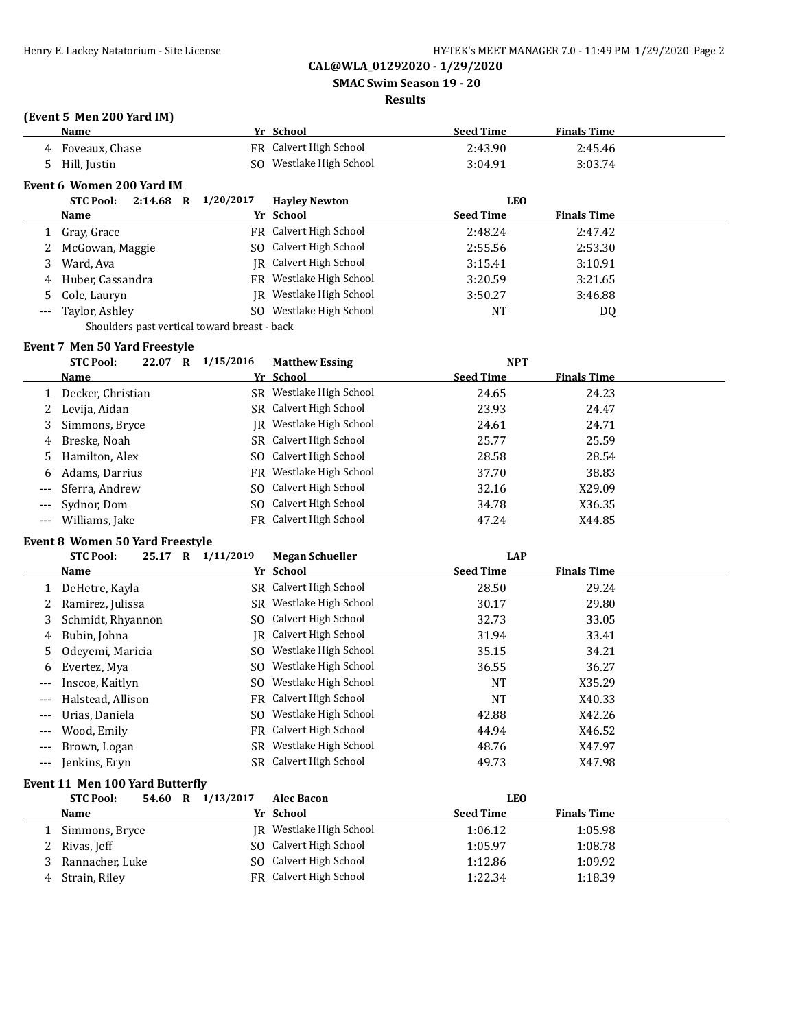**CAL@WLA_01292020 - 1/29/2020**

**SMAC Swim Season 19 - 20**

**Results**

### (Event 5 Men 200 Yard IM)

| | Name | Yr | School | Seed Time | Finals Time |
|---|---|---|---|---|---|
| 4 | Foveaux, Chase | FR | Calvert High School | 2:43.90 | 2:45.46 |
| 5 | Hill, Justin | SO | Westlake High School | 3:04.91 | 3:03.74 |

### Event 6 Women 200 Yard IM

STC Pool: 2:14.68 R 1/20/2017 Hayley Newton LEO

| | Name | Yr | School | Seed Time | Finals Time |
|---|---|---|---|---|---|
| 1 | Gray, Grace | FR | Calvert High School | 2:48.24 | 2:47.42 |
| 2 | McGowan, Maggie | SO | Calvert High School | 2:55.56 | 2:53.30 |
| 3 | Ward, Ava | JR | Calvert High School | 3:15.41 | 3:10.91 |
| 4 | Huber, Cassandra | FR | Westlake High School | 3:20.59 | 3:21.65 |
| 5 | Cole, Lauryn | JR | Westlake High School | 3:50.27 | 3:46.88 |
| --- | Taylor, Ashley | SO | Westlake High School | NT | DQ |

Shoulders past vertical toward breast - back

### Event 7 Men 50 Yard Freestyle

STC Pool: 22.07 R 1/15/2016 Matthew Essing NPT

| | Name | Yr | School | Seed Time | Finals Time |
|---|---|---|---|---|---|
| 1 | Decker, Christian | SR | Westlake High School | 24.65 | 24.23 |
| 2 | Levija, Aidan | SR | Calvert High School | 23.93 | 24.47 |
| 3 | Simmons, Bryce | JR | Westlake High School | 24.61 | 24.71 |
| 4 | Breske, Noah | SR | Calvert High School | 25.77 | 25.59 |
| 5 | Hamilton, Alex | SO | Calvert High School | 28.58 | 28.54 |
| 6 | Adams, Darrius | FR | Westlake High School | 37.70 | 38.83 |
| --- | Sferra, Andrew | SO | Calvert High School | 32.16 | X29.09 |
| --- | Sydnor, Dom | SO | Calvert High School | 34.78 | X36.35 |
| --- | Williams, Jake | FR | Calvert High School | 47.24 | X44.85 |

### Event 8 Women 50 Yard Freestyle

STC Pool: 25.17 R 1/11/2019 Megan Schueller LAP

| | Name | Yr | School | Seed Time | Finals Time |
|---|---|---|---|---|---|
| 1 | DeHetre, Kayla | SR | Calvert High School | 28.50 | 29.24 |
| 2 | Ramirez, Julissa | SR | Westlake High School | 30.17 | 29.80 |
| 3 | Schmidt, Rhyannon | SO | Calvert High School | 32.73 | 33.05 |
| 4 | Bubin, Johna | JR | Calvert High School | 31.94 | 33.41 |
| 5 | Odeyemi, Maricia | SO | Westlake High School | 35.15 | 34.21 |
| 6 | Evertez, Mya | SO | Westlake High School | 36.55 | 36.27 |
| --- | Inscoe, Kaitlyn | SO | Westlake High School | NT | X35.29 |
| --- | Halstead, Allison | FR | Calvert High School | NT | X40.33 |
| --- | Urias, Daniela | SO | Westlake High School | 42.88 | X42.26 |
| --- | Wood, Emily | FR | Calvert High School | 44.94 | X46.52 |
| --- | Brown, Logan | SR | Westlake High School | 48.76 | X47.97 |
| --- | Jenkins, Eryn | SR | Calvert High School | 49.73 | X47.98 |

### Event 11 Men 100 Yard Butterfly

STC Pool: 54.60 R 1/13/2017 Alec Bacon LEO

| | Name | Yr | School | Seed Time | Finals Time |
|---|---|---|---|---|---|
| 1 | Simmons, Bryce | JR | Westlake High School | 1:06.12 | 1:05.98 |
| 2 | Rivas, Jeff | SO | Calvert High School | 1:05.97 | 1:08.78 |
| 3 | Rannacher, Luke | SO | Calvert High School | 1:12.86 | 1:09.92 |
| 4 | Strain, Riley | FR | Calvert High School | 1:22.34 | 1:18.39 |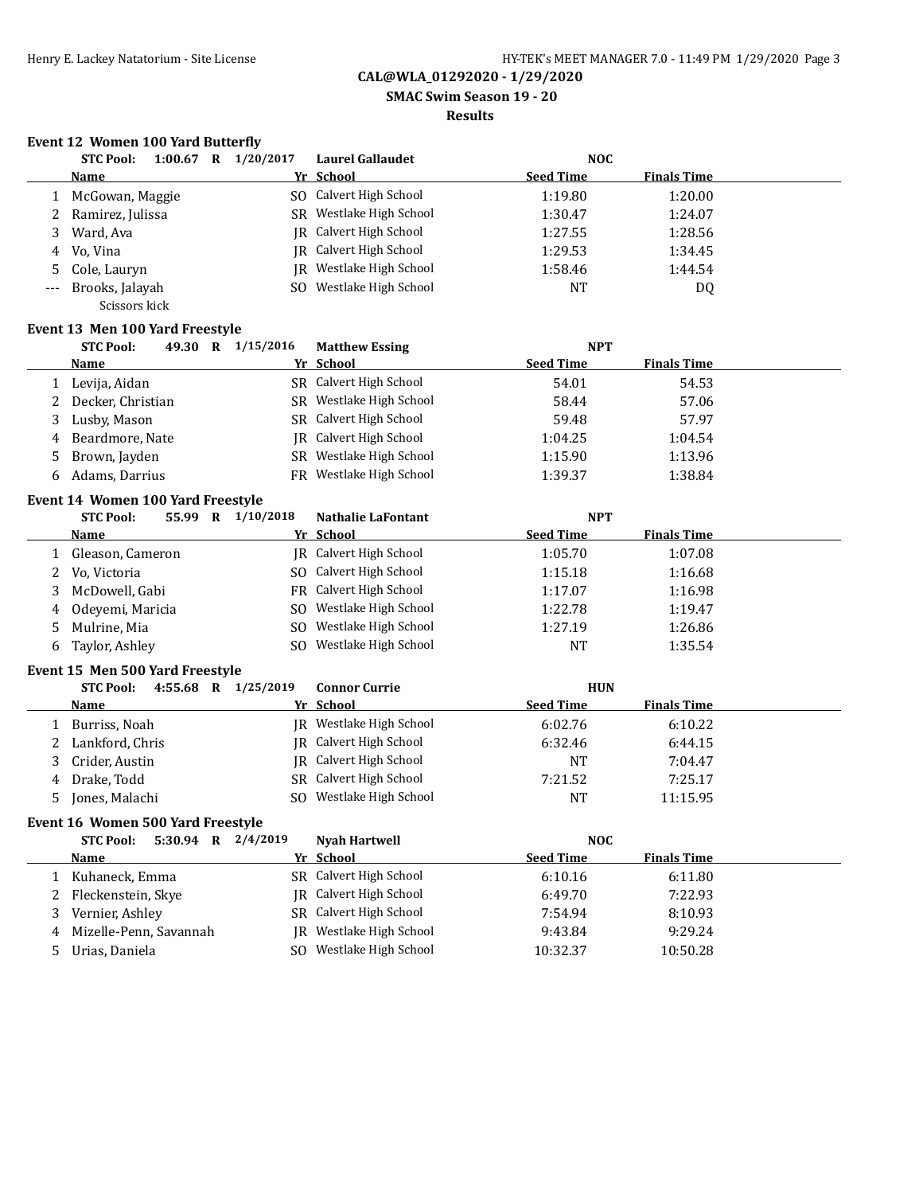**CAL@WLA_01292020 - 1/29/2020**

**SMAC Swim Season 19 - 20**

**Results**

### Event 12 Women 100 Yard Butterfly

**STC Pool: 1:00.67 R 1/20/2017 Laurel Gallaudet NOC**

| | Name | Yr | School | Seed Time | Finals Time |
|---|---|---|---|---|---|
| 1 | McGowan, Maggie | SO | Calvert High School | 1:19.80 | 1:20.00 |
| 2 | Ramirez, Julissa | SR | Westlake High School | 1:30.47 | 1:24.07 |
| 3 | Ward, Ava | JR | Calvert High School | 1:27.55 | 1:28.56 |
| 4 | Vo, Vina | JR | Calvert High School | 1:29.53 | 1:34.45 |
| 5 | Cole, Lauryn | JR | Westlake High School | 1:58.46 | 1:44.54 |
| --- | Brooks, Jalayah | SO | Westlake High School | NT | DQ |
| | Scissors kick | | | | |

### Event 13 Men 100 Yard Freestyle

**STC Pool: 49.30 R 1/15/2016 Matthew Essing NPT**

| | Name | Yr | School | Seed Time | Finals Time |
|---|---|---|---|---|---|
| 1 | Levija, Aidan | SR | Calvert High School | 54.01 | 54.53 |
| 2 | Decker, Christian | SR | Westlake High School | 58.44 | 57.06 |
| 3 | Lusby, Mason | SR | Calvert High School | 59.48 | 57.97 |
| 4 | Beardmore, Nate | JR | Calvert High School | 1:04.25 | 1:04.54 |
| 5 | Brown, Jayden | SR | Westlake High School | 1:15.90 | 1:13.96 |
| 6 | Adams, Darrius | FR | Westlake High School | 1:39.37 | 1:38.84 |

### Event 14 Women 100 Yard Freestyle

**STC Pool: 55.99 R 1/10/2018 Nathalie LaFontant NPT**

| | Name | Yr | School | Seed Time | Finals Time |
|---|---|---|---|---|---|
| 1 | Gleason, Cameron | JR | Calvert High School | 1:05.70 | 1:07.08 |
| 2 | Vo, Victoria | SO | Calvert High School | 1:15.18 | 1:16.68 |
| 3 | McDowell, Gabi | FR | Calvert High School | 1:17.07 | 1:16.98 |
| 4 | Odeyemi, Maricia | SO | Westlake High School | 1:22.78 | 1:19.47 |
| 5 | Mulrine, Mia | SO | Westlake High School | 1:27.19 | 1:26.86 |
| 6 | Taylor, Ashley | SO | Westlake High School | NT | 1:35.54 |

### Event 15 Men 500 Yard Freestyle

**STC Pool: 4:55.68 R 1/25/2019 Connor Currie HUN**

| | Name | Yr | School | Seed Time | Finals Time |
|---|---|---|---|---|---|
| 1 | Burriss, Noah | JR | Westlake High School | 6:02.76 | 6:10.22 |
| 2 | Lankford, Chris | JR | Calvert High School | 6:32.46 | 6:44.15 |
| 3 | Crider, Austin | JR | Calvert High School | NT | 7:04.47 |
| 4 | Drake, Todd | SR | Calvert High School | 7:21.52 | 7:25.17 |
| 5 | Jones, Malachi | SO | Westlake High School | NT | 11:15.95 |

### Event 16 Women 500 Yard Freestyle

**STC Pool: 5:30.94 R 2/4/2019 Nyah Hartwell NOC**

| | Name | Yr | School | Seed Time | Finals Time |
|---|---|---|---|---|---|
| 1 | Kuhaneck, Emma | SR | Calvert High School | 6:10.16 | 6:11.80 |
| 2 | Fleckenstein, Skye | JR | Calvert High School | 6:49.70 | 7:22.93 |
| 3 | Vernier, Ashley | SR | Calvert High School | 7:54.94 | 8:10.93 |
| 4 | Mizelle-Penn, Savannah | JR | Westlake High School | 9:43.84 | 9:29.24 |
| 5 | Urias, Daniela | SO | Westlake High School | 10:32.37 | 10:50.28 |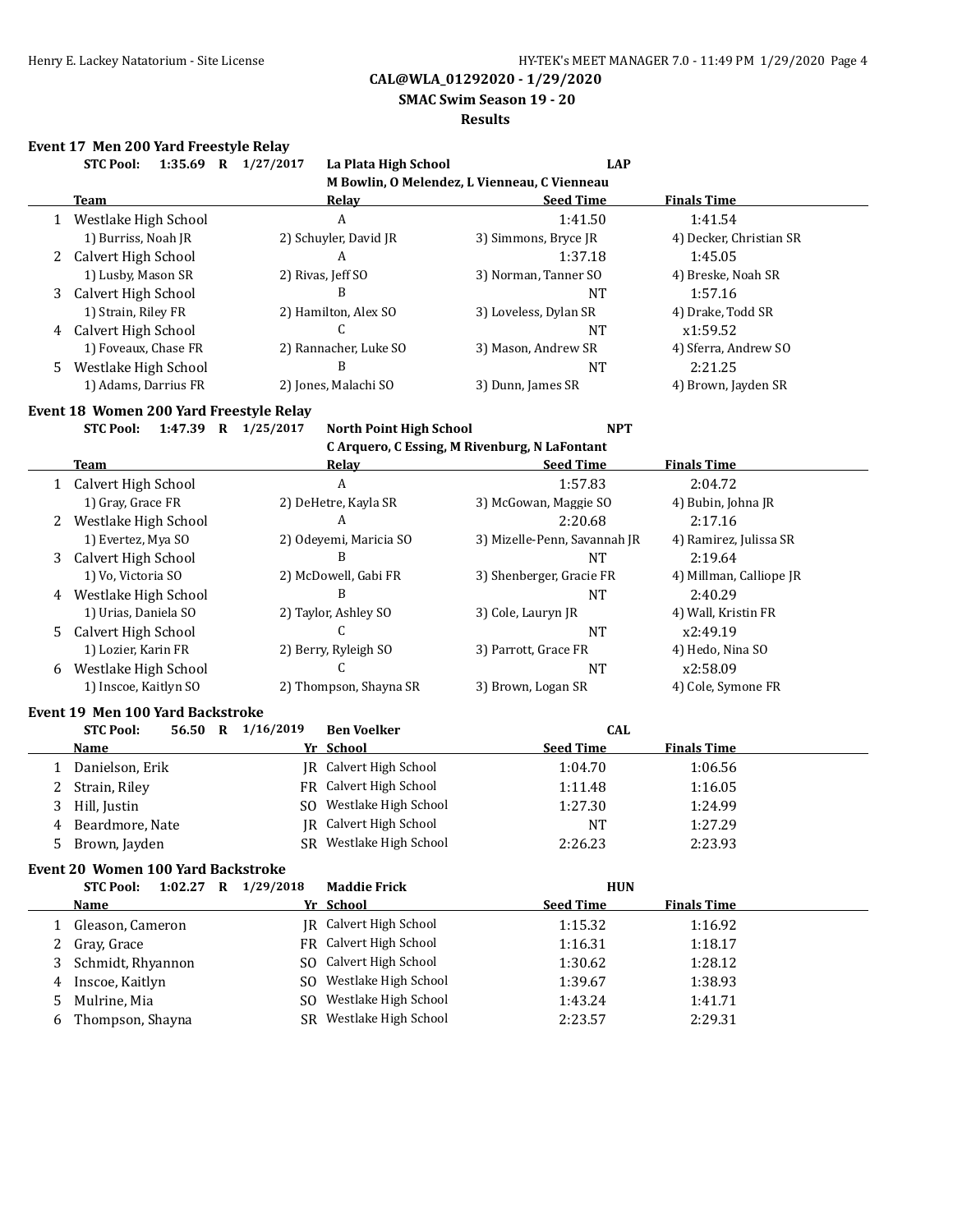**CAL@WLA_01292020 - 1/29/2020**

**SMAC Swim Season 19 - 20**

**Results**

### Event 17 Men 200 Yard Freestyle Relay

**STC Pool: 1:35.69 R 1/27/2017 La Plata High School LAP**
**M Bowlin, O Melendez, L Vienneau, C Vienneau**

| | Team | Relay | Seed Time | Finals Time |
|---|---|---|---|---|
| 1 | Westlake High School | A | 1:41.50 | 1:41.54 |
| | 1) Burriss, Noah JR | 2) Schuyler, David JR | 3) Simmons, Bryce JR | 4) Decker, Christian SR |
| 2 | Calvert High School | A | 1:37.18 | 1:45.05 |
| | 1) Lusby, Mason SR | 2) Rivas, Jeff SO | 3) Norman, Tanner SO | 4) Breske, Noah SR |
| 3 | Calvert High School | B | NT | 1:57.16 |
| | 1) Strain, Riley FR | 2) Hamilton, Alex SO | 3) Loveless, Dylan SR | 4) Drake, Todd SR |
| 4 | Calvert High School | C | NT | x1:59.52 |
| | 1) Foveaux, Chase FR | 2) Rannacher, Luke SO | 3) Mason, Andrew SR | 4) Sferra, Andrew SO |
| 5 | Westlake High School | B | NT | 2:21.25 |
| | 1) Adams, Darrius FR | 2) Jones, Malachi SO | 3) Dunn, James SR | 4) Brown, Jayden SR |

### Event 18 Women 200 Yard Freestyle Relay

**STC Pool: 1:47.39 R 1/25/2017 North Point High School NPT**
**C Arquero, C Essing, M Rivenburg, N LaFontant**

| | Team | Relay | Seed Time | Finals Time |
|---|---|---|---|---|
| 1 | Calvert High School | A | 1:57.83 | 2:04.72 |
| | 1) Gray, Grace FR | 2) DeHetre, Kayla SR | 3) McGowan, Maggie SO | 4) Bubin, Johna JR |
| 2 | Westlake High School | A | 2:20.68 | 2:17.16 |
| | 1) Evertez, Mya SO | 2) Odeyemi, Maricia SO | 3) Mizelle-Penn, Savannah JR | 4) Ramirez, Julissa SR |
| 3 | Calvert High School | B | NT | 2:19.64 |
| | 1) Vo, Victoria SO | 2) McDowell, Gabi FR | 3) Shenberger, Gracie FR | 4) Millman, Calliope JR |
| 4 | Westlake High School | B | NT | 2:40.29 |
| | 1) Urias, Daniela SO | 2) Taylor, Ashley SO | 3) Cole, Lauryn JR | 4) Wall, Kristin FR |
| 5 | Calvert High School | C | NT | x2:49.19 |
| | 1) Lozier, Karin FR | 2) Berry, Ryleigh SO | 3) Parrott, Grace FR | 4) Hedo, Nina SO |
| 6 | Westlake High School | C | NT | x2:58.09 |
| | 1) Inscoe, Kaitlyn SO | 2) Thompson, Shayna SR | 3) Brown, Logan SR | 4) Cole, Symone FR |

### Event 19 Men 100 Yard Backstroke

**STC Pool: 56.50 R 1/16/2019 Ben Voelker CAL**

| | Name | Yr | School | Seed Time | Finals Time |
|---|---|---|---|---|---|
| 1 | Danielson, Erik | JR | Calvert High School | 1:04.70 | 1:06.56 |
| 2 | Strain, Riley | FR | Calvert High School | 1:11.48 | 1:16.05 |
| 3 | Hill, Justin | SO | Westlake High School | 1:27.30 | 1:24.99 |
| 4 | Beardmore, Nate | JR | Calvert High School | NT | 1:27.29 |
| 5 | Brown, Jayden | SR | Westlake High School | 2:26.23 | 2:23.93 |

### Event 20 Women 100 Yard Backstroke

**STC Pool: 1:02.27 R 1/29/2018 Maddie Frick HUN**

| | Name | Yr | School | Seed Time | Finals Time |
|---|---|---|---|---|---|
| 1 | Gleason, Cameron | JR | Calvert High School | 1:15.32 | 1:16.92 |
| 2 | Gray, Grace | FR | Calvert High School | 1:16.31 | 1:18.17 |
| 3 | Schmidt, Rhyannon | SO | Calvert High School | 1:30.62 | 1:28.12 |
| 4 | Inscoe, Kaitlyn | SO | Westlake High School | 1:39.67 | 1:38.93 |
| 5 | Mulrine, Mia | SO | Westlake High School | 1:43.24 | 1:41.71 |
| 6 | Thompson, Shayna | SR | Westlake High School | 2:23.57 | 2:29.31 |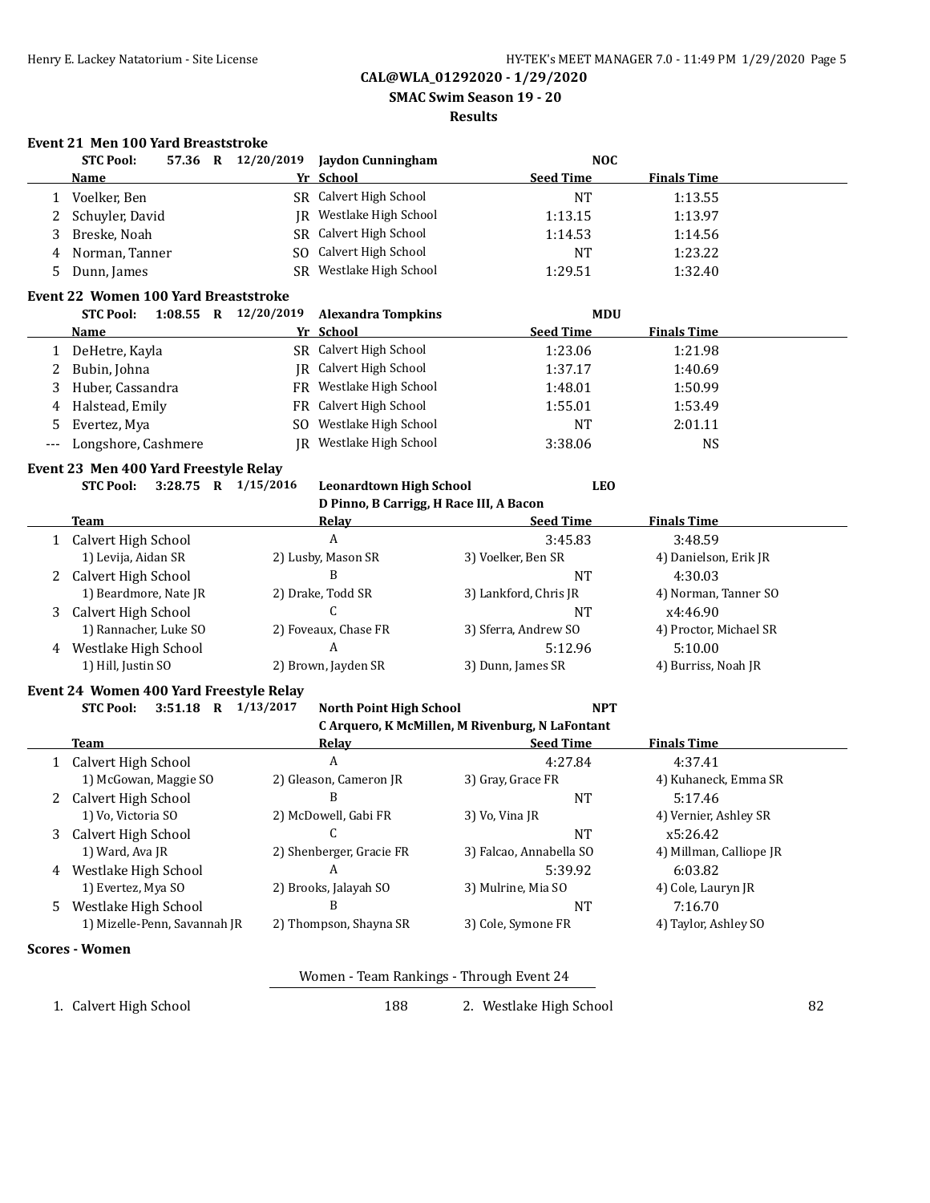**CAL@WLA_01292020 - 1/29/2020**

**SMAC Swim Season 19 - 20**

**Results**

### Event 21 Men 100 Yard Breaststroke

**STC Pool: 57.36 R 12/20/2019 Jaydon Cunningham NOC**

| | Name | Yr | School | Seed Time | Finals Time |
|---|---|---|---|---|---|
| 1 | Voelker, Ben | SR | Calvert High School | NT | 1:13.55 |
| 2 | Schuyler, David | JR | Westlake High School | 1:13.15 | 1:13.97 |
| 3 | Breske, Noah | SR | Calvert High School | 1:14.53 | 1:14.56 |
| 4 | Norman, Tanner | SO | Calvert High School | NT | 1:23.22 |
| 5 | Dunn, James | SR | Westlake High School | 1:29.51 | 1:32.40 |

### Event 22 Women 100 Yard Breaststroke

**STC Pool: 1:08.55 R 12/20/2019 Alexandra Tompkins MDU**

| | Name | Yr | School | Seed Time | Finals Time |
|---|---|---|---|---|---|
| 1 | DeHetre, Kayla | SR | Calvert High School | 1:23.06 | 1:21.98 |
| 2 | Bubin, Johna | JR | Calvert High School | 1:37.17 | 1:40.69 |
| 3 | Huber, Cassandra | FR | Westlake High School | 1:48.01 | 1:50.99 |
| 4 | Halstead, Emily | FR | Calvert High School | 1:55.01 | 1:53.49 |
| 5 | Evertez, Mya | SO | Westlake High School | NT | 2:01.11 |
| --- | Longshore, Cashmere | JR | Westlake High School | 3:38.06 | NS |

### Event 23 Men 400 Yard Freestyle Relay

**STC Pool: 3:28.75 R 1/15/2016 Leonardtown High School LEO**
**D Pinno, B Carrigg, H Race III, A Bacon**

| | Team | Relay | Seed Time | Finals Time |
|---|---|---|---|---|
| 1 | Calvert High School | A | 3:45.83 | 3:48.59 |
| | 1) Levija, Aidan SR | 2) Lusby, Mason SR | 3) Voelker, Ben SR | 4) Danielson, Erik JR |
| 2 | Calvert High School | B | NT | 4:30.03 |
| | 1) Beardmore, Nate JR | 2) Drake, Todd SR | 3) Lankford, Chris JR | 4) Norman, Tanner SO |
| 3 | Calvert High School | C | NT | x4:46.90 |
| | 1) Rannacher, Luke SO | 2) Foveaux, Chase FR | 3) Sferra, Andrew SO | 4) Proctor, Michael SR |
| 4 | Westlake High School | A | 5:12.96 | 5:10.00 |
| | 1) Hill, Justin SO | 2) Brown, Jayden SR | 3) Dunn, James SR | 4) Burriss, Noah JR |

### Event 24 Women 400 Yard Freestyle Relay

**STC Pool: 3:51.18 R 1/13/2017 North Point High School NPT**
**C Arquero, K McMillen, M Rivenburg, N LaFontant**

| | Team | Relay | Seed Time | Finals Time |
|---|---|---|---|---|
| 1 | Calvert High School | A | 4:27.84 | 4:37.41 |
| | 1) McGowan, Maggie SO | 2) Gleason, Cameron JR | 3) Gray, Grace FR | 4) Kuhaneck, Emma SR |
| 2 | Calvert High School | B | NT | 5:17.46 |
| | 1) Vo, Victoria SO | 2) McDowell, Gabi FR | 3) Vo, Vina JR | 4) Vernier, Ashley SR |
| 3 | Calvert High School | C | NT | x5:26.42 |
| | 1) Ward, Ava JR | 2) Shenberger, Gracie FR | 3) Falcao, Annabella SO | 4) Millman, Calliope JR |
| 4 | Westlake High School | A | 5:39.92 | 6:03.82 |
| | 1) Evertez, Mya SO | 2) Brooks, Jalayah SO | 3) Mulrine, Mia SO | 4) Cole, Lauryn JR |
| 5 | Westlake High School | B | NT | 7:16.70 |
| | 1) Mizelle-Penn, Savannah JR | 2) Thompson, Shayna SR | 3) Cole, Symone FR | 4) Taylor, Ashley SO |

### Scores - Women

Women - Team Rankings - Through Event 24

| Rank | Team | Score |
|---|---|---|
| 1. | Calvert High School | 188 |
| 2. | Westlake High School | 82 |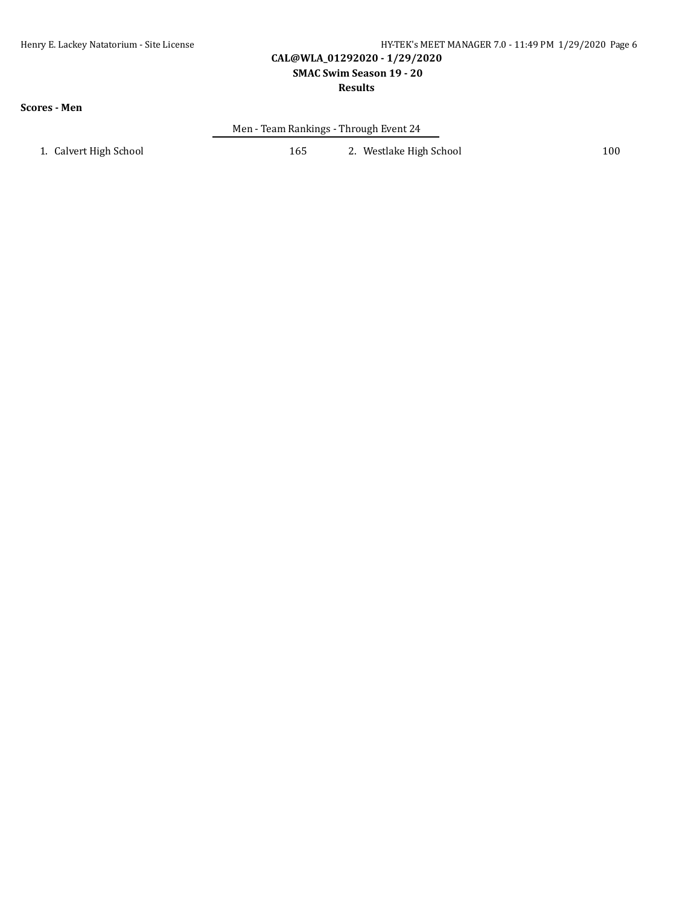**Scores - Men**

Men - Team Rankings - Through Event 24

| | | | |
|---|---|---|---|
| 1. Calvert High School | 165 | 2. Westlake High School | 100 |